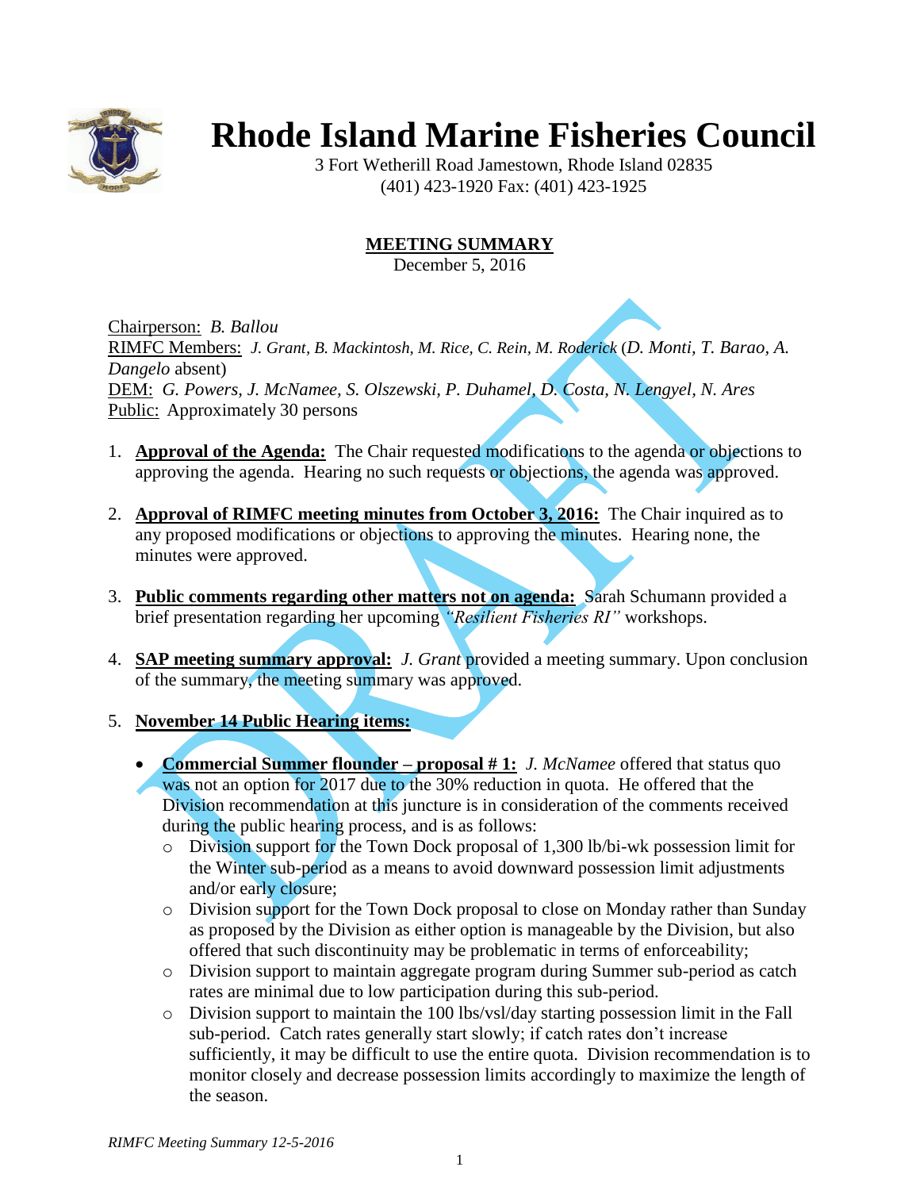# Rhode Island Marine Fisheries Council

3 Fort Wetherill Road Jamestown, Rhode Island 02835
(401) 423-1920 Fax: (401) 423-1925

## MEETING SUMMARY

December 5, 2016

Chairperson: *B. Ballou*
RIMFC Members: *J. Grant, B. Mackintosh, M. Rice, C. Rein, M. Roderick* (*D. Monti, T. Barao, A. Dangelo* absent)
DEM: *G. Powers, J. McNamee, S. Olszewski, P. Duhamel, D. Costa, N. Lengyel, N. Ares*
Public: Approximately 30 persons

1. **Approval of the Agenda:** The Chair requested modifications to the agenda or objections to approving the agenda. Hearing no such requests or objections, the agenda was approved.

2. **Approval of RIMFC meeting minutes from October 3, 2016:** The Chair inquired as to any proposed modifications or objections to approving the minutes. Hearing none, the minutes were approved.

3. **Public comments regarding other matters not on agenda:** Sarah Schumann provided a brief presentation regarding her upcoming *"Resilient Fisheries RI"* workshops.

4. **SAP meeting summary approval:** *J. Grant* provided a meeting summary. Upon conclusion of the summary, the meeting summary was approved.

5. **November 14 Public Hearing items:**

   - **Commercial Summer flounder – proposal # 1:** *J. McNamee* offered that status quo was not an option for 2017 due to the 30% reduction in quota. He offered that the Division recommendation at this juncture is in consideration of the comments received during the public hearing process, and is as follows:
     - Division support for the Town Dock proposal of 1,300 lb/bi-wk possession limit for the Winter sub-period as a means to avoid downward possession limit adjustments and/or early closure;
     - Division support for the Town Dock proposal to close on Monday rather than Sunday as proposed by the Division as either option is manageable by the Division, but also offered that such discontinuity may be problematic in terms of enforceability;
     - Division support to maintain aggregate program during Summer sub-period as catch rates are minimal due to low participation during this sub-period.
     - Division support to maintain the 100 lbs/vsl/day starting possession limit in the Fall sub-period. Catch rates generally start slowly; if catch rates don't increase sufficiently, it may be difficult to use the entire quota. Division recommendation is to monitor closely and decrease possession limits accordingly to maximize the length of the season.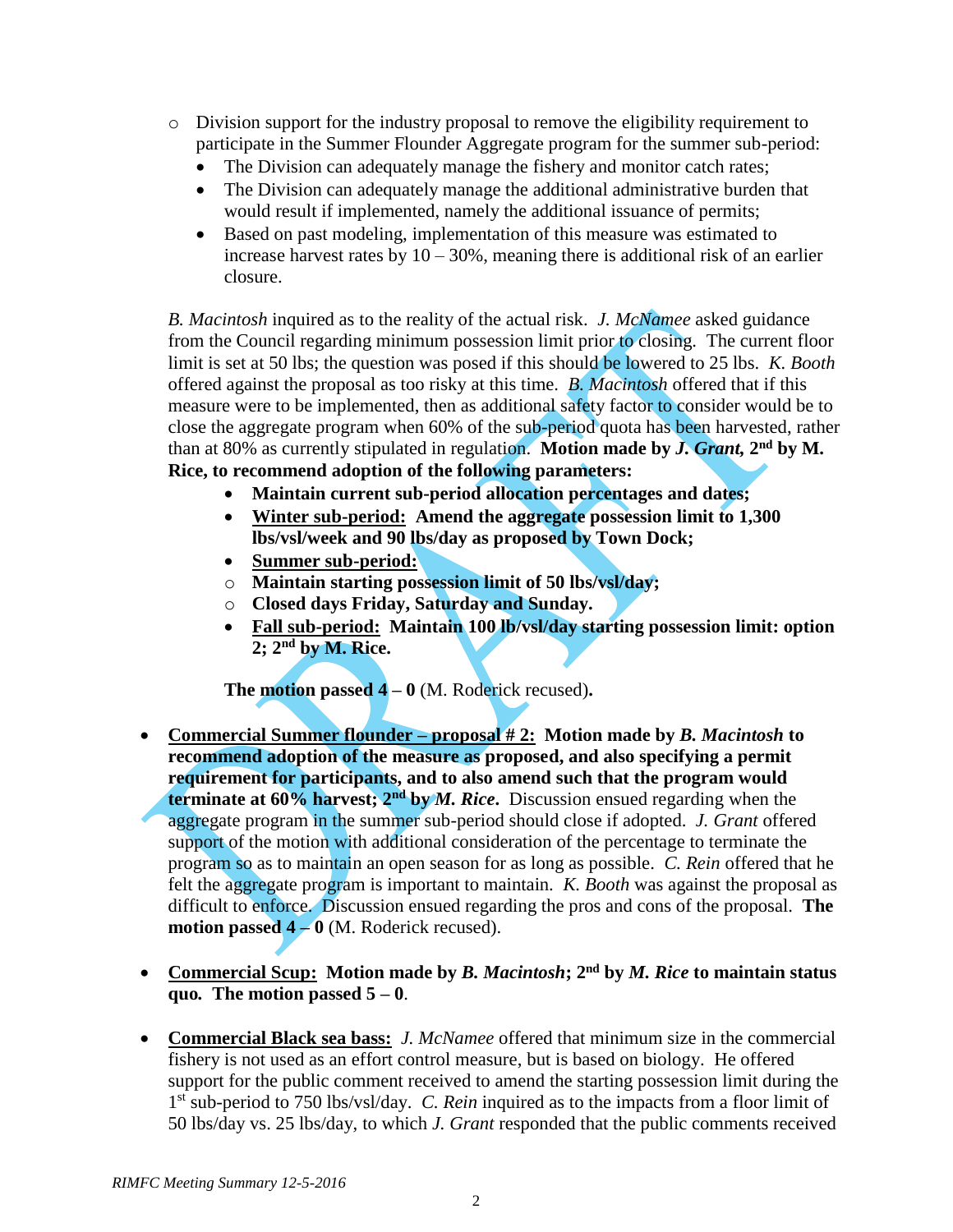- Division support for the industry proposal to remove the eligibility requirement to participate in the Summer Flounder Aggregate program for the summer sub-period:
  - The Division can adequately manage the fishery and monitor catch rates;
  - The Division can adequately manage the additional administrative burden that would result if implemented, namely the additional issuance of permits;
  - Based on past modeling, implementation of this measure was estimated to increase harvest rates by 10 – 30%, meaning there is additional risk of an earlier closure.

*B. Macintosh* inquired as to the reality of the actual risk. *J. McNamee* asked guidance from the Council regarding minimum possession limit prior to closing. The current floor limit is set at 50 lbs; the question was posed if this should be lowered to 25 lbs. *K. Booth* offered against the proposal as too risky at this time. *B. Macintosh* offered that if this measure were to be implemented, then as additional safety factor to consider would be to close the aggregate program when 60% of the sub-period quota has been harvested, rather than at 80% as currently stipulated in regulation. **Motion made by *J. Grant,* 2nd by M. Rice, to recommend adoption of the following parameters:**

- **Maintain current sub-period allocation percentages and dates;**
- **Winter sub-period: Amend the aggregate possession limit to 1,300 lbs/vsl/week and 90 lbs/day as proposed by Town Dock;**
- **Summer sub-period:**
  - **Maintain starting possession limit of 50 lbs/vsl/day;**
  - **Closed days Friday, Saturday and Sunday.**
- **Fall sub-period: Maintain 100 lb/vsl/day starting possession limit: option 2; 2nd by M. Rice.**

**The motion passed 4 – 0** (M. Roderick recused)**.**

- **Commercial Summer flounder – proposal # 2: Motion made by *B. Macintosh* to recommend adoption of the measure as proposed, and also specifying a permit requirement for participants, and to also amend such that the program would terminate at 60% harvest; 2nd by *M. Rice*.** Discussion ensued regarding when the aggregate program in the summer sub-period should close if adopted. *J. Grant* offered support of the motion with additional consideration of the percentage to terminate the program so as to maintain an open season for as long as possible. *C. Rein* offered that he felt the aggregate program is important to maintain. *K. Booth* was against the proposal as difficult to enforce. Discussion ensued regarding the pros and cons of the proposal. **The motion passed 4 – 0** (M. Roderick recused).

- **Commercial Scup: Motion made by *B. Macintosh*; 2nd by *M. Rice* to maintain status quo. The motion passed 5 – 0**.

- **Commercial Black sea bass:** *J. McNamee* offered that minimum size in the commercial fishery is not used as an effort control measure, but is based on biology. He offered support for the public comment received to amend the starting possession limit during the 1st sub-period to 750 lbs/vsl/day. *C. Rein* inquired as to the impacts from a floor limit of 50 lbs/day vs. 25 lbs/day, to which *J. Grant* responded that the public comments received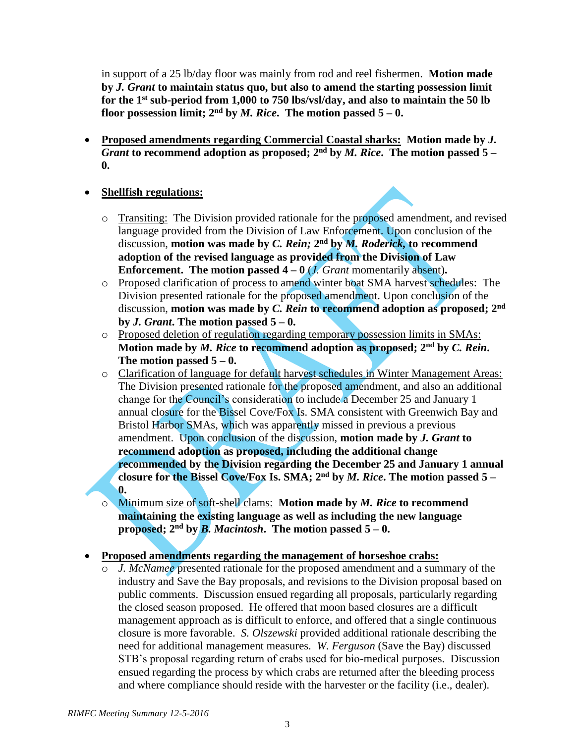in support of a 25 lb/day floor was mainly from rod and reel fishermen. **Motion made by *J. Grant* to maintain status quo, but also to amend the starting possession limit for the 1st sub-period from 1,000 to 750 lbs/vsl/day, and also to maintain the 50 lb floor possession limit; 2nd by *M. Rice*. The motion passed 5 – 0.**

- <u>**Proposed amendments regarding Commercial Coastal sharks:**</u> **Motion made by *J. Grant* to recommend adoption as proposed; 2nd by *M. Rice*. The motion passed 5 – 0.**

- <u>**Shellfish regulations:**</u>
    - <u>Transiting:</u> The Division provided rationale for the proposed amendment, and revised language provided from the Division of Law Enforcement. Upon conclusion of the discussion, **motion was made by *C. Rein;* 2nd by *M. Roderick*, to recommend adoption of the revised language as provided from the Division of Law Enforcement. The motion passed 4 – 0** (*J. Grant* momentarily absent)**.**
    - <u>Proposed clarification of process to amend winter boat SMA harvest schedules:</u> The Division presented rationale for the proposed amendment. Upon conclusion of the discussion, **motion was made by *C. Rein* to recommend adoption as proposed; 2nd by *J. Grant*. The motion passed 5 – 0.**
    - <u>Proposed deletion of regulation regarding temporary possession limits in SMAs:</u> **Motion made by *M. Rice* to recommend adoption as proposed; 2nd by *C. Rein*. The motion passed 5 – 0.**
    - <u>Clarification of language for default harvest schedules in Winter Management Areas:</u> The Division presented rationale for the proposed amendment, and also an additional change for the Council's consideration to include a December 25 and January 1 annual closure for the Bissel Cove/Fox Is. SMA consistent with Greenwich Bay and Bristol Harbor SMAs, which was apparently missed in previous a previous amendment. Upon conclusion of the discussion, **motion made by *J. Grant* to recommend adoption as proposed, including the additional change recommended by the Division regarding the December 25 and January 1 annual closure for the Bissel Cove/Fox Is. SMA; 2nd by *M. Rice*. The motion passed 5 – 0.**
    - <u>Minimum size of soft-shell clams:</u> **Motion made by *M. Rice* to recommend maintaining the existing language as well as including the new language proposed; 2nd by *B. Macintosh*. The motion passed 5 – 0.**

- <u>**Proposed amendments regarding the management of horseshoe crabs:**</u>
    - *J. McNamee* presented rationale for the proposed amendment and a summary of the industry and Save the Bay proposals, and revisions to the Division proposal based on public comments. Discussion ensued regarding all proposals, particularly regarding the closed season proposed. He offered that moon based closures are a difficult management approach as is difficult to enforce, and offered that a single continuous closure is more favorable. *S. Olszewski* provided additional rationale describing the need for additional management measures. *W. Ferguson* (Save the Bay) discussed STB's proposal regarding return of crabs used for bio-medical purposes. Discussion ensued regarding the process by which crabs are returned after the bleeding process and where compliance should reside with the harvester or the facility (i.e., dealer).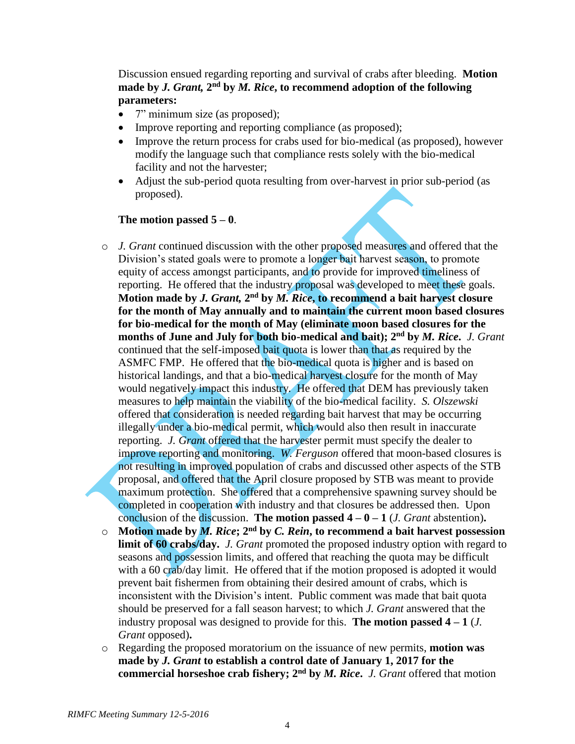Discussion ensued regarding reporting and survival of crabs after bleeding. **Motion made by *J. Grant,* 2nd by *M. Rice*, to recommend adoption of the following parameters:**

- 7" minimum size (as proposed);
- Improve reporting and reporting compliance (as proposed);
- Improve the return process for crabs used for bio-medical (as proposed), however modify the language such that compliance rests solely with the bio-medical facility and not the harvester;
- Adjust the sub-period quota resulting from over-harvest in prior sub-period (as proposed).

**The motion passed 5 – 0**.

- *J. Grant* continued discussion with the other proposed measures and offered that the Division's stated goals were to promote a longer bait harvest season, to promote equity of access amongst participants, and to provide for improved timeliness of reporting. He offered that the industry proposal was developed to meet these goals. **Motion made by *J. Grant,* 2nd by *M. Rice*, to recommend a bait harvest closure for the month of May annually and to maintain the current moon based closures for bio-medical for the month of May (eliminate moon based closures for the months of June and July for both bio-medical and bait); 2nd by *M. Rice***. *J. Grant* continued that the self-imposed bait quota is lower than that as required by the ASMFC FMP. He offered that the bio-medical quota is higher and is based on historical landings, and that a bio-medical harvest closure for the month of May would negatively impact this industry. He offered that DEM has previously taken measures to help maintain the viability of the bio-medical facility. *S. Olszewski* offered that consideration is needed regarding bait harvest that may be occurring illegally under a bio-medical permit, which would also then result in inaccurate reporting. *J. Grant* offered that the harvester permit must specify the dealer to improve reporting and monitoring. *W. Ferguson* offered that moon-based closures is not resulting in improved population of crabs and discussed other aspects of the STB proposal, and offered that the April closure proposed by STB was meant to provide maximum protection. She offered that a comprehensive spawning survey should be completed in cooperation with industry and that closures be addressed then. Upon conclusion of the discussion. **The motion passed 4 – 0 – 1** (*J. Grant* abstention)**.**
- **Motion made by *M. Rice*; 2nd by *C. Rein*, to recommend a bait harvest possession limit of 60 crabs/day.** *J. Grant* promoted the proposed industry option with regard to seasons and possession limits, and offered that reaching the quota may be difficult with a 60 crab/day limit. He offered that if the motion proposed is adopted it would prevent bait fishermen from obtaining their desired amount of crabs, which is inconsistent with the Division's intent. Public comment was made that bait quota should be preserved for a fall season harvest; to which *J. Grant* answered that the industry proposal was designed to provide for this. **The motion passed 4 – 1** (*J. Grant* opposed)**.**
- Regarding the proposed moratorium on the issuance of new permits, **motion was made by *J. Grant* to establish a control date of January 1, 2017 for the commercial horseshoe crab fishery; 2nd by *M. Rice***. *J. Grant* offered that motion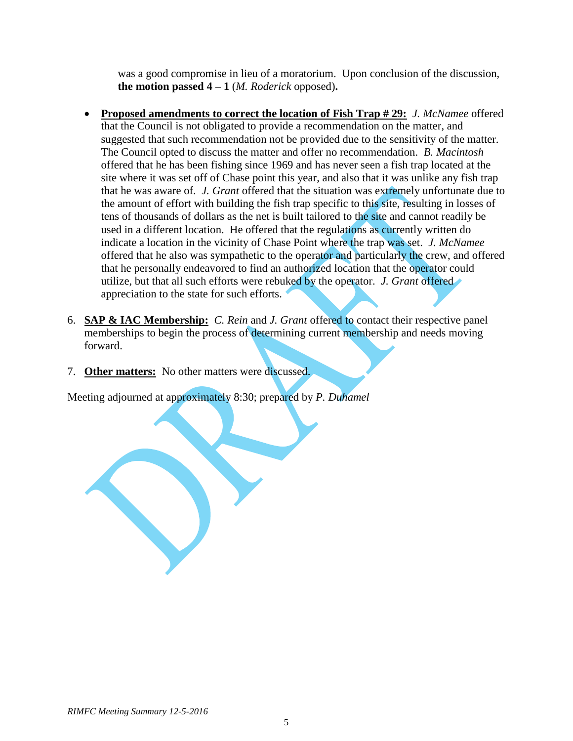was a good compromise in lieu of a moratorium. Upon conclusion of the discussion, **the motion passed 4 – 1** (*M. Roderick* opposed)**.**

- **Proposed amendments to correct the location of Fish Trap # 29:** *J. McNamee* offered that the Council is not obligated to provide a recommendation on the matter, and suggested that such recommendation not be provided due to the sensitivity of the matter. The Council opted to discuss the matter and offer no recommendation. *B. Macintosh* offered that he has been fishing since 1969 and has never seen a fish trap located at the site where it was set off of Chase point this year, and also that it was unlike any fish trap that he was aware of. *J. Grant* offered that the situation was extremely unfortunate due to the amount of effort with building the fish trap specific to this site, resulting in losses of tens of thousands of dollars as the net is built tailored to the site and cannot readily be used in a different location. He offered that the regulations as currently written do indicate a location in the vicinity of Chase Point where the trap was set. *J. McNamee* offered that he also was sympathetic to the operator and particularly the crew, and offered that he personally endeavored to find an authorized location that the operator could utilize, but that all such efforts were rebuked by the operator. *J. Grant* offered appreciation to the state for such efforts.

6. **SAP & IAC Membership:** *C. Rein* and *J. Grant* offered to contact their respective panel memberships to begin the process of determining current membership and needs moving forward.

7. **Other matters:** No other matters were discussed.

Meeting adjourned at approximately 8:30; prepared by *P. Duhamel*